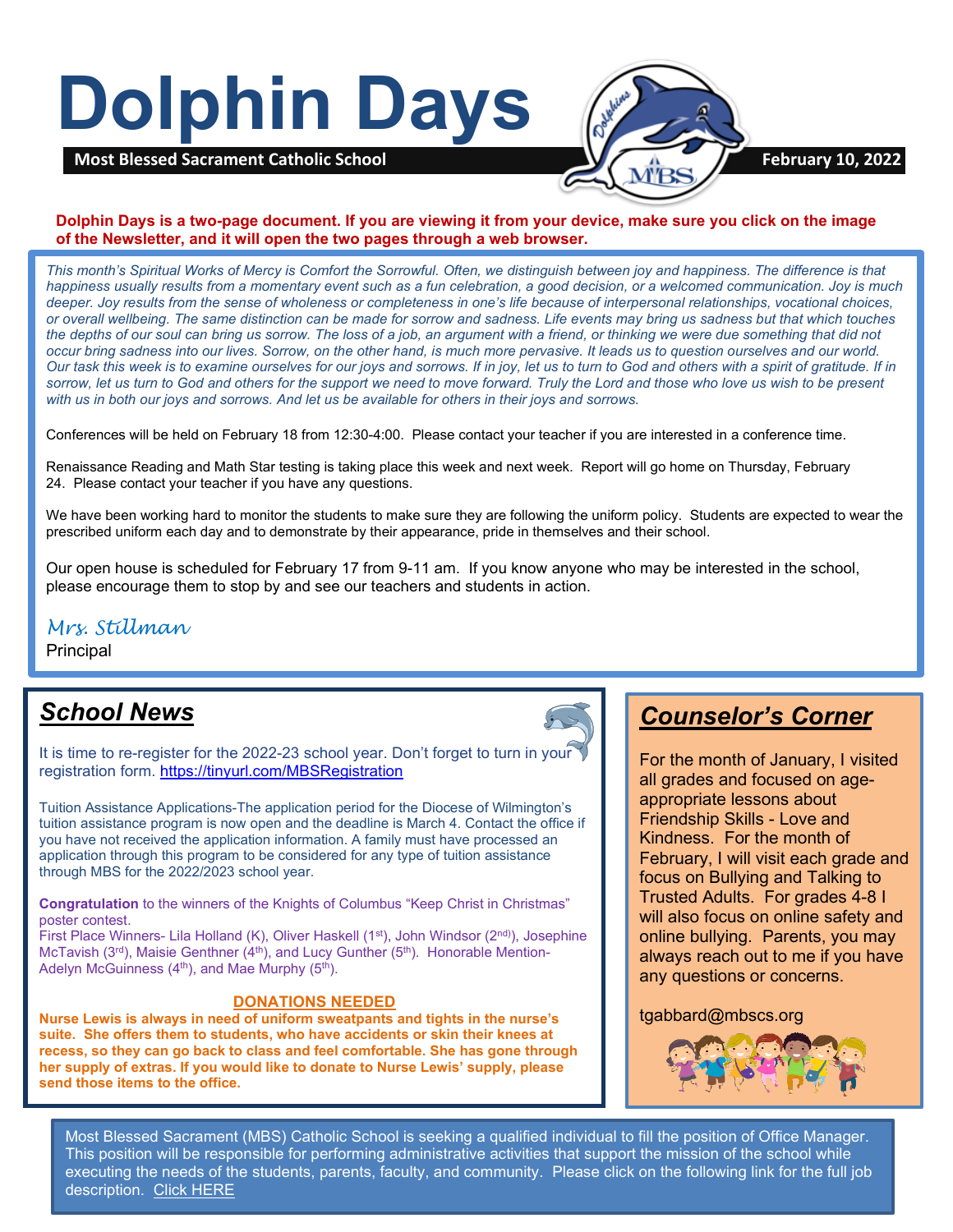# Dolphin Days

**Most Blessed Sacrament Catholic School** — **February 10, 2022**

**Dolphin Days is a two-page document. If you are viewing it from your device, make sure you click on the image of the Newsletter, and it will open the two pages through a web browser.**

*This month's Spiritual Works of Mercy is Comfort the Sorrowful. Often, we distinguish between joy and happiness. The difference is that happiness usually results from a momentary event such as a fun celebration, a good decision, or a welcomed communication. Joy is much deeper. Joy results from the sense of wholeness or completeness in one's life because of interpersonal relationships, vocational choices, or overall wellbeing. The same distinction can be made for sorrow and sadness. Life events may bring us sadness but that which touches the depths of our soul can bring us sorrow. The loss of a job, an argument with a friend, or thinking we were due something that did not occur bring sadness into our lives. Sorrow, on the other hand, is much more pervasive. It leads us to question ourselves and our world. Our task this week is to examine ourselves for our joys and sorrows. If in joy, let us to turn to God and others with a spirit of gratitude. If in sorrow, let us turn to God and others for the support we need to move forward. Truly the Lord and those who love us wish to be present with us in both our joys and sorrows. And let us be available for others in their joys and sorrows.*

Conferences will be held on February 18 from 12:30-4:00. Please contact your teacher if you are interested in a conference time.

Renaissance Reading and Math Star testing is taking place this week and next week. Report will go home on Thursday, February 24. Please contact your teacher if you have any questions.

We have been working hard to monitor the students to make sure they are following the uniform policy. Students are expected to wear the prescribed uniform each day and to demonstrate by their appearance, pride in themselves and their school.

Our open house is scheduled for February 17 from 9-11 am. If you know anyone who may be interested in the school, please encourage them to stop by and see our teachers and students in action.

*Mrs. Stillman*
Principal

## School News

It is time to re-register for the 2022-23 school year. Don't forget to turn in your registration form. https://tinyurl.com/MBSRegistration

Tuition Assistance Applications-The application period for the Diocese of Wilmington's tuition assistance program is now open and the deadline is March 4. Contact the office if you have not received the application information. A family must have processed an application through this program to be considered for any type of tuition assistance through MBS for the 2022/2023 school year.

**Congratulation** to the winners of the Knights of Columbus "Keep Christ in Christmas" poster contest.
First Place Winners- Lila Holland (K), Oliver Haskell (1st), John Windsor (2nd), Josephine McTavish (3rd), Maisie Genthner (4th), and Lucy Gunther (5th). Honorable Mention- Adelyn McGuinness (4th), and Mae Murphy (5th).

**DONATIONS NEEDED**

**Nurse Lewis is always in need of uniform sweatpants and tights in the nurse's suite. She offers them to students, who have accidents or skin their knees at recess, so they can go back to class and feel comfortable. She has gone through her supply of extras. If you would like to donate to Nurse Lewis' supply, please send those items to the office.**

## Counselor's Corner

For the month of January, I visited all grades and focused on age-appropriate lessons about Friendship Skills - Love and Kindness. For the month of February, I will visit each grade and focus on Bullying and Talking to Trusted Adults. For grades 4-8 I will also focus on online safety and online bullying. Parents, you may always reach out to me if you have any questions or concerns.

tgabbard@mbscs.org

Most Blessed Sacrament (MBS) Catholic School is seeking a qualified individual to fill the position of Office Manager. This position will be responsible for performing administrative activities that support the mission of the school while executing the needs of the students, parents, faculty, and community. Please click on the following link for the full job description. Click HERE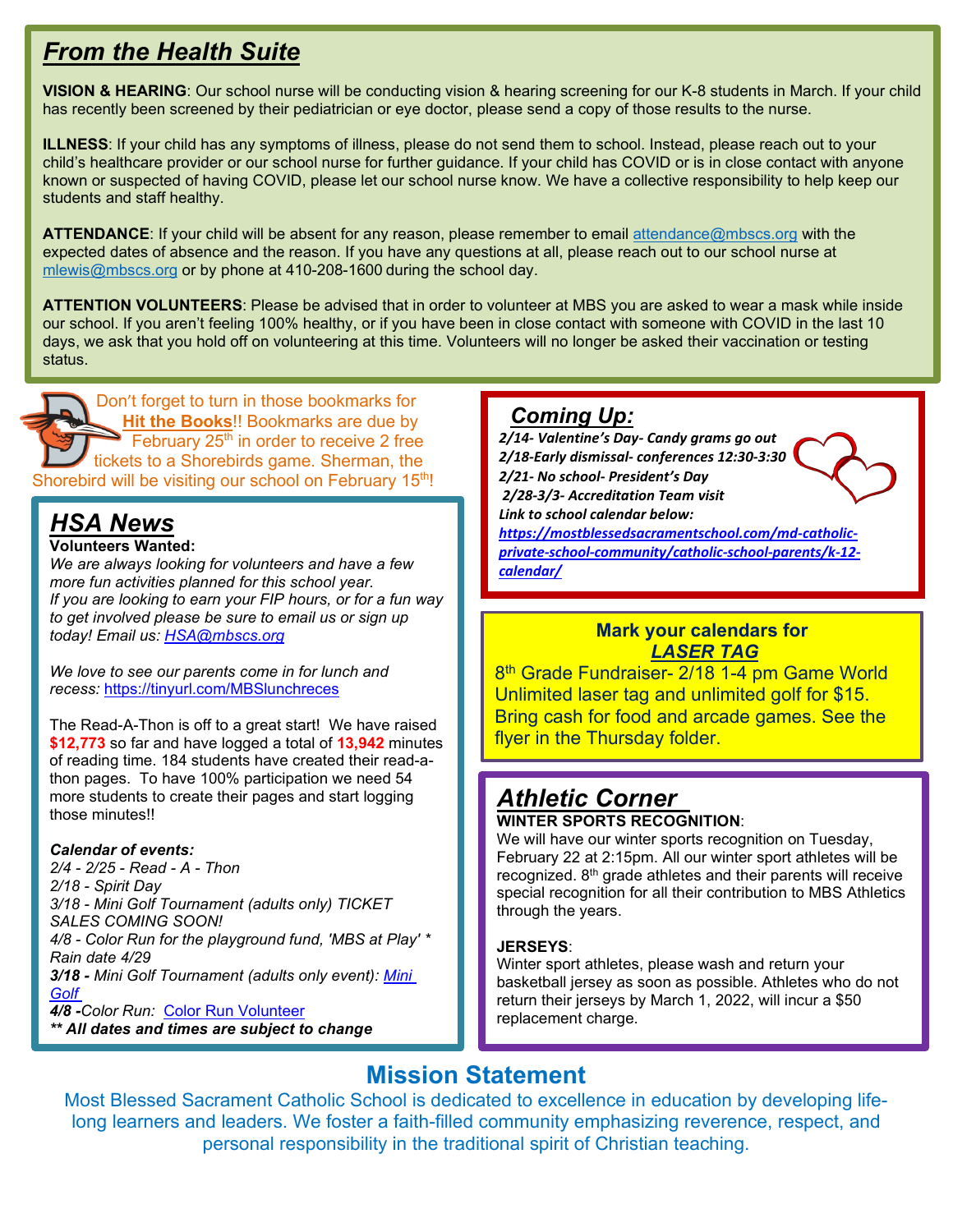## *From the Health Suite*

**VISION & HEARING**: Our school nurse will be conducting vision & hearing screening for our K-8 students in March. If your child has recently been screened by their pediatrician or eye doctor, please send a copy of those results to the nurse.

**ILLNESS**: If your child has any symptoms of illness, please do not send them to school. Instead, please reach out to your child's healthcare provider or our school nurse for further guidance. If your child has COVID or is in close contact with anyone known or suspected of having COVID, please let our school nurse know. We have a collective responsibility to help keep our students and staff healthy.

**ATTENDANCE**: If your child will be absent for any reason, please remember to email attendance@mbscs.org with the expected dates of absence and the reason. If you have any questions at all, please reach out to our school nurse at mlewis@mbscs.org or by phone at 410-208-1600 during the school day.

**ATTENTION VOLUNTEERS**: Please be advised that in order to volunteer at MBS you are asked to wear a mask while inside our school. If you aren't feeling 100% healthy, or if you have been in close contact with someone with COVID in the last 10 days, we ask that you hold off on volunteering at this time. Volunteers will no longer be asked their vaccination or testing status.

Don't forget to turn in those bookmarks for **Hit the Books**!! Bookmarks are due by February 25th in order to receive 2 free tickets to a Shorebirds game. Sherman, the Shorebird will be visiting our school on February 15th!

## *HSA News*

**Volunteers Wanted:**

*We are always looking for volunteers and have a few more fun activities planned for this school year.*
*If you are looking to earn your FIP hours, or for a fun way to get involved please be sure to email us or sign up today! Email us: HSA@mbscs.org*

*We love to see our parents come in for lunch and recess:* https://tinyurl.com/MBSlunchreces

The Read-A-Thon is off to a great start! We have raised **$12,773** so far and have logged a total of **13,942** minutes of reading time. 184 students have created their read-a-thon pages. To have 100% participation we need 54 more students to create their pages and start logging those minutes!!

***Calendar of events:***

*2/4 - 2/25 - Read - A - Thon*
*2/18 - Spirit Day*
*3/18 - Mini Golf Tournament (adults only) TICKET SALES COMING SOON!*
*4/8 - Color Run for the playground fund, 'MBS at Play' * Rain date 4/29*
***3/18 -** Mini Golf Tournament (adults only event): Mini Golf*
***4/8 -**Color Run:* Color Run Volunteer
***\*\* All dates and times are subject to change***

## *Coming Up:*

***2/14- Valentine's Day- Candy grams go out***
***2/18-Early dismissal- conferences 12:30-3:30***
***2/21- No school- President's Day***
***2/28-3/3- Accreditation Team visit***
***Link to school calendar below:***
***https://mostblessedsacramentschool.com/md-catholic-private-school-community/catholic-school-parents/k-12-calendar/***

**Mark your calendars for**
***LASER TAG***

8th Grade Fundraiser- 2/18 1-4 pm Game World Unlimited laser tag and unlimited golf for $15. Bring cash for food and arcade games. See the flyer in the Thursday folder.

## *Athletic Corner*

**WINTER SPORTS RECOGNITION**:
We will have our winter sports recognition on Tuesday, February 22 at 2:15pm. All our winter sport athletes will be recognized. 8th grade athletes and their parents will receive special recognition for all their contribution to MBS Athletics through the years.

**JERSEYS**:
Winter sport athletes, please wash and return your basketball jersey as soon as possible. Athletes who do not return their jerseys by March 1, 2022, will incur a $50 replacement charge.

## Mission Statement

Most Blessed Sacrament Catholic School is dedicated to excellence in education by developing life-long learners and leaders. We foster a faith-filled community emphasizing reverence, respect, and personal responsibility in the traditional spirit of Christian teaching.